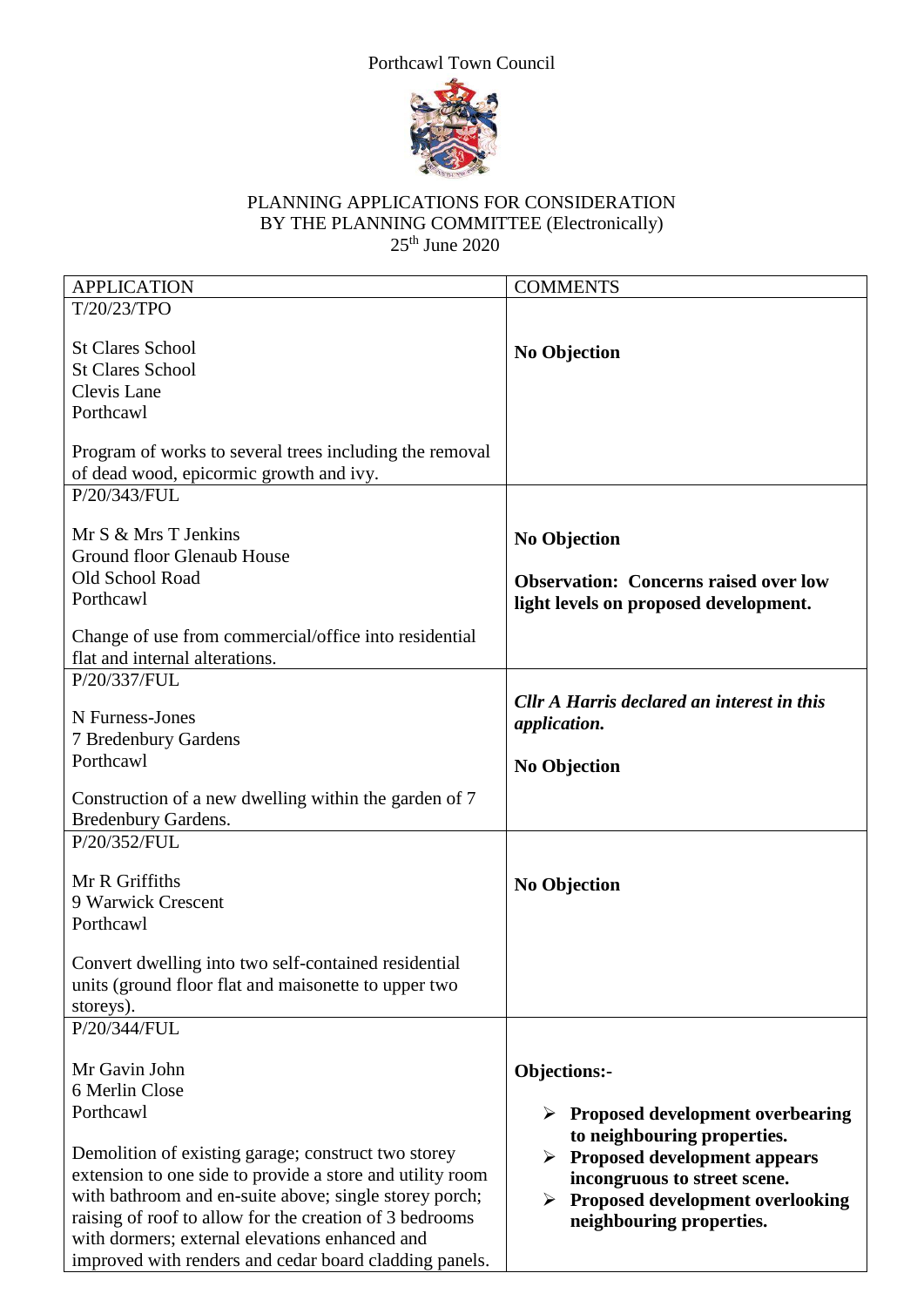Porthcawl Town Council

# PLANNING APPLICATIONS FOR CONSIDERATION BY THE PLANNING COMMITTEE (Electronically)

25th June 2020

| APPLICATION | COMMENTS |
|---|---|
| T/20/23/TPO<br><br>St Clares School<br>St Clares School<br>Clevis Lane<br>Porthcawl<br><br>Program of works to several trees including the removal of dead wood, epicormic growth and ivy. | **No Objection** |
| P/20/343/FUL<br><br>Mr S & Mrs T Jenkins<br>Ground floor Glenaub House<br>Old School Road<br>Porthcawl<br><br>Change of use from commercial/office into residential flat and internal alterations. | **No Objection**<br><br>**Observation: Concerns raised over low light levels on proposed development.** |
| P/20/337/FUL<br><br>N Furness-Jones<br>7 Bredenbury Gardens<br>Porthcawl<br><br>Construction of a new dwelling within the garden of 7 Bredenbury Gardens. | ***Cllr A Harris declared an interest in this application.***<br><br>**No Objection** |
| P/20/352/FUL<br><br>Mr R Griffiths<br>9 Warwick Crescent<br>Porthcawl<br><br>Convert dwelling into two self-contained residential units (ground floor flat and maisonette to upper two storeys). | **No Objection** |
| P/20/344/FUL<br><br>Mr Gavin John<br>6 Merlin Close<br>Porthcawl<br><br>Demolition of existing garage; construct two storey extension to one side to provide a store and utility room with bathroom and en-suite above; single storey porch; raising of roof to allow for the creation of 3 bedrooms with dormers; external elevations enhanced and improved with renders and cedar board cladding panels. | **Objections:-**<br><br>➢ **Proposed development overbearing to neighbouring properties.**<br>➢ **Proposed development appears incongruous to street scene.**<br>➢ **Proposed development overlooking neighbouring properties.** |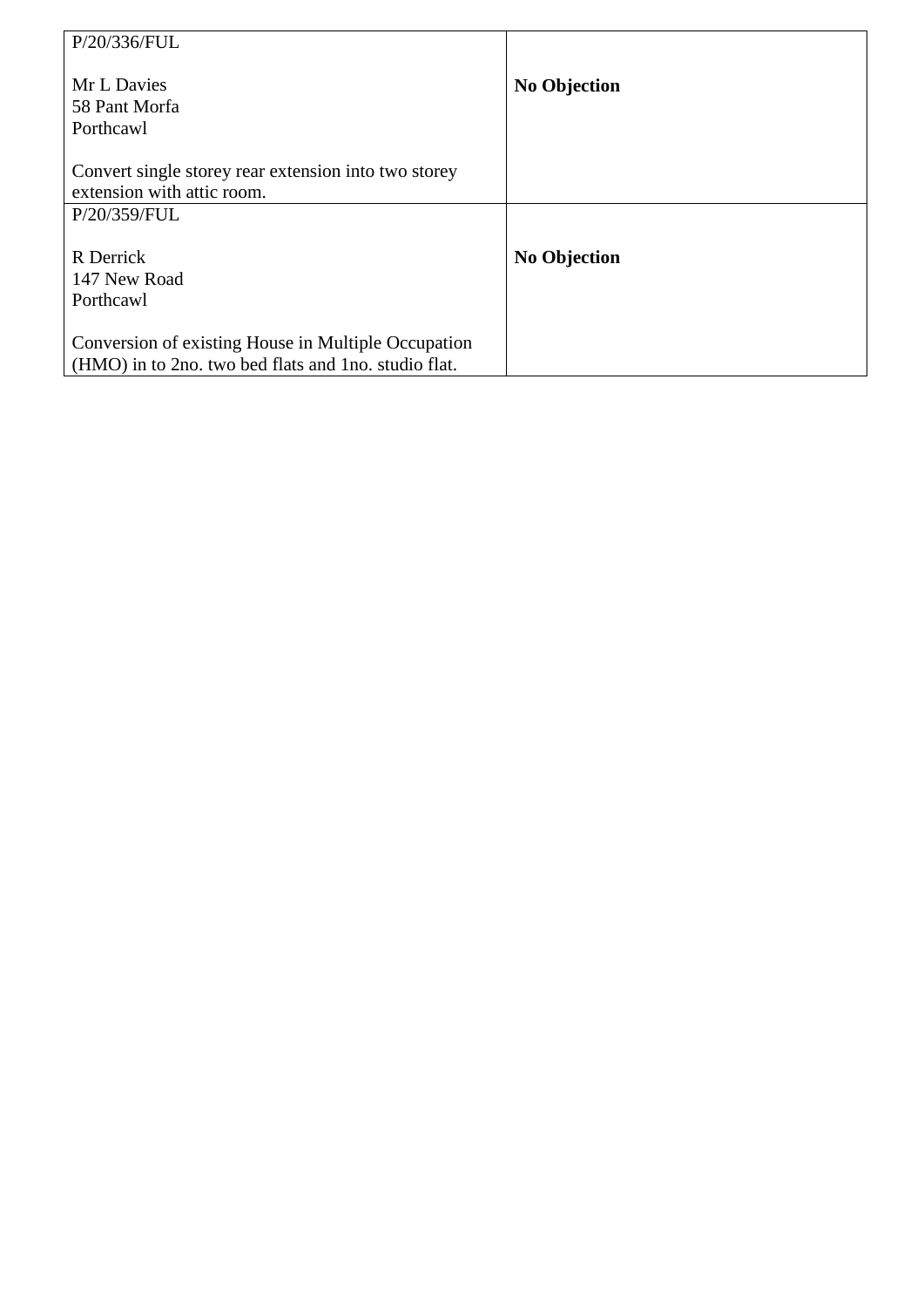| | |
|---|---|
| P/20/336/FUL<br><br>Mr L Davies<br>58 Pant Morfa<br>Porthcawl<br><br>Convert single storey rear extension into two storey extension with attic room. | **No Objection** |
| P/20/359/FUL<br><br>R Derrick<br>147 New Road<br>Porthcawl<br><br>Conversion of existing House in Multiple Occupation (HMO) in to 2no. two bed flats and 1no. studio flat. | **No Objection** |